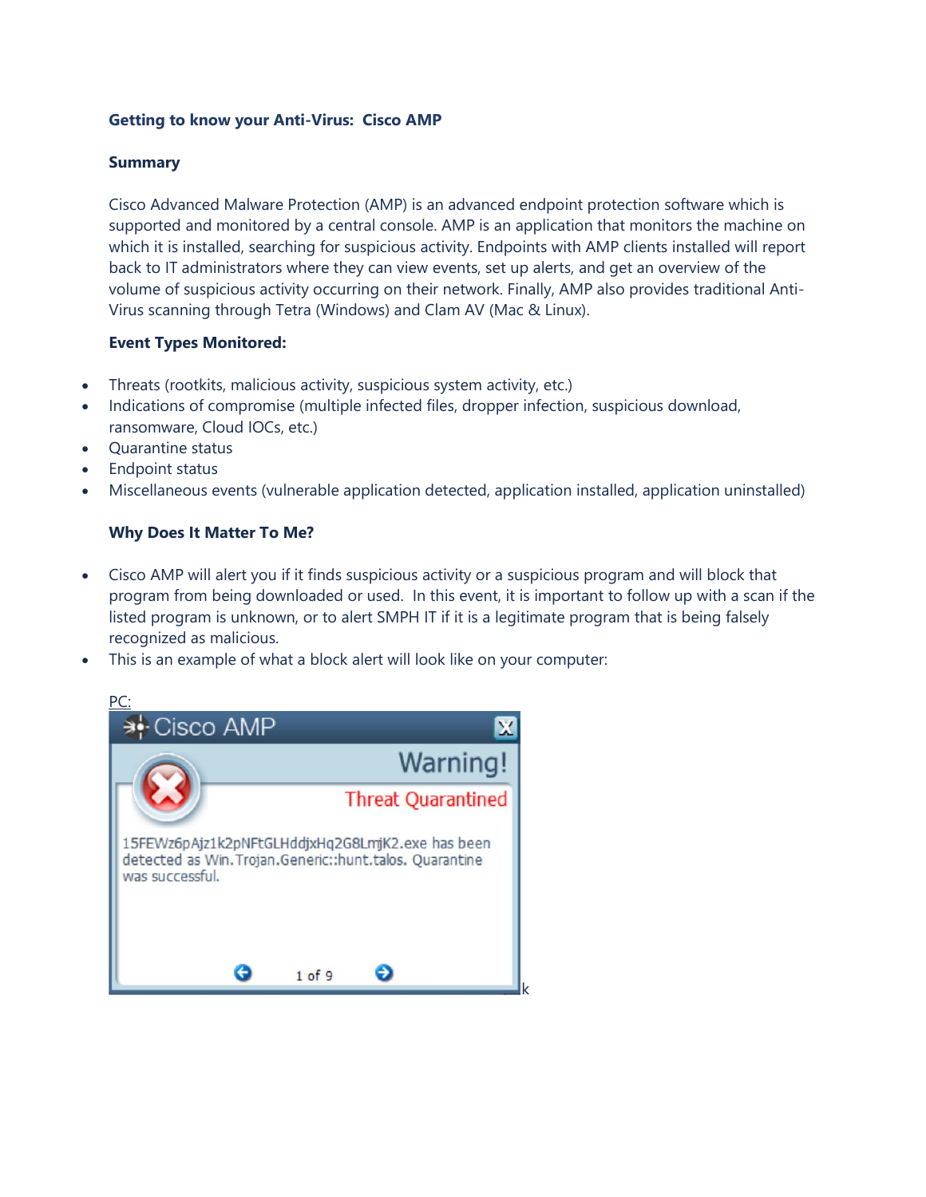## Getting to know your Anti-Virus: Cisco AMP

### Summary

Cisco Advanced Malware Protection (AMP) is an advanced endpoint protection software which is supported and monitored by a central console. AMP is an application that monitors the machine on which it is installed, searching for suspicious activity. Endpoints with AMP clients installed will report back to IT administrators where they can view events, set up alerts, and get an overview of the volume of suspicious activity occurring on their network. Finally, AMP also provides traditional Anti-Virus scanning through Tetra (Windows) and Clam AV (Mac & Linux).

### Event Types Monitored:

- Threats (rootkits, malicious activity, suspicious system activity, etc.)
- Indications of compromise (multiple infected files, dropper infection, suspicious download, ransomware, Cloud IOCs, etc.)
- Quarantine status
- Endpoint status
- Miscellaneous events (vulnerable application detected, application installed, application uninstalled)

### Why Does It Matter To Me?

- Cisco AMP will alert you if it finds suspicious activity or a suspicious program and will block that program from being downloaded or used. In this event, it is important to follow up with a scan if the listed program is unknown, or to alert SMPH IT if it is a legitimate program that is being falsely recognized as malicious.
- This is an example of what a block alert will look like on your computer:

PC:

Cisco AMP

Warning!

Threat Quarantined

15FEWz6pAjz1k2pNFtGLHddjxHq2G8LmjK2.exe has been detected as Win.Trojan.Generic::hunt.talos. Quarantine was successful.

1 of 9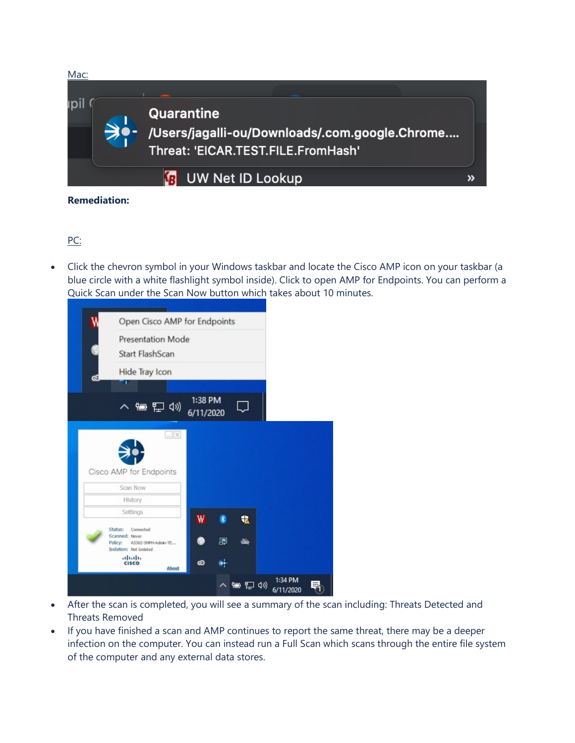Mac:

**Remediation:**

PC:

- Click the chevron symbol in your Windows taskbar and locate the Cisco AMP icon on your taskbar (a blue circle with a white flashlight symbol inside). Click to open AMP for Endpoints. You can perform a Quick Scan under the Scan Now button which takes about 10 minutes.

- After the scan is completed, you will see a summary of the scan including: Threats Detected and Threats Removed
- If you have finished a scan and AMP continues to report the same threat, there may be a deeper infection on the computer. You can instead run a Full Scan which scans through the entire file system of the computer and any external data stores.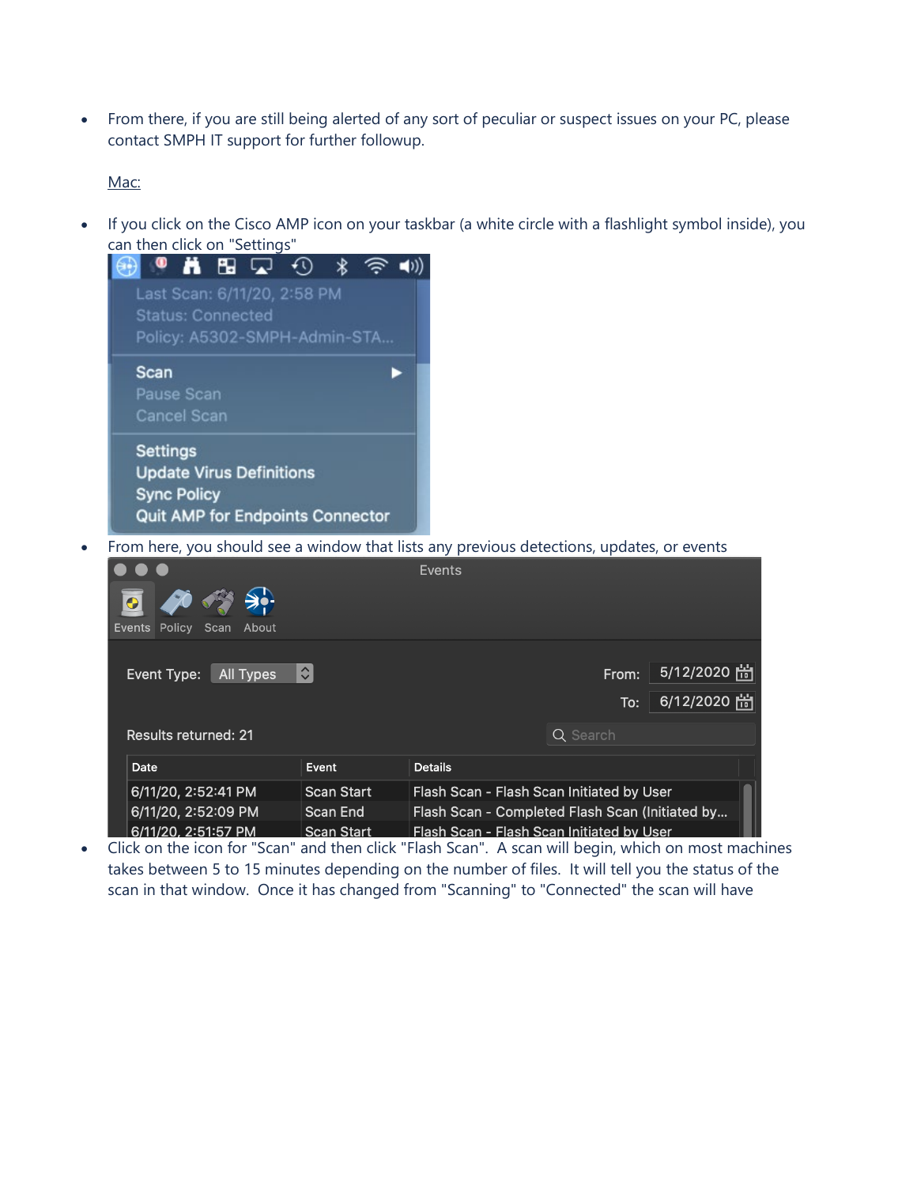- From there, if you are still being alerted of any sort of peculiar or suspect issues on your PC, please contact SMPH IT support for further followup.

Mac:

- If you click on the Cisco AMP icon on your taskbar (a white circle with a flashlight symbol inside), you can then click on "Settings"
- From here, you should see a window that lists any previous detections, updates, or events
- Click on the icon for "Scan" and then click "Flash Scan". A scan will begin, which on most machines takes between 5 to 15 minutes depending on the number of files. It will tell you the status of the scan in that window. Once it has changed from "Scanning" to "Connected" the scan will have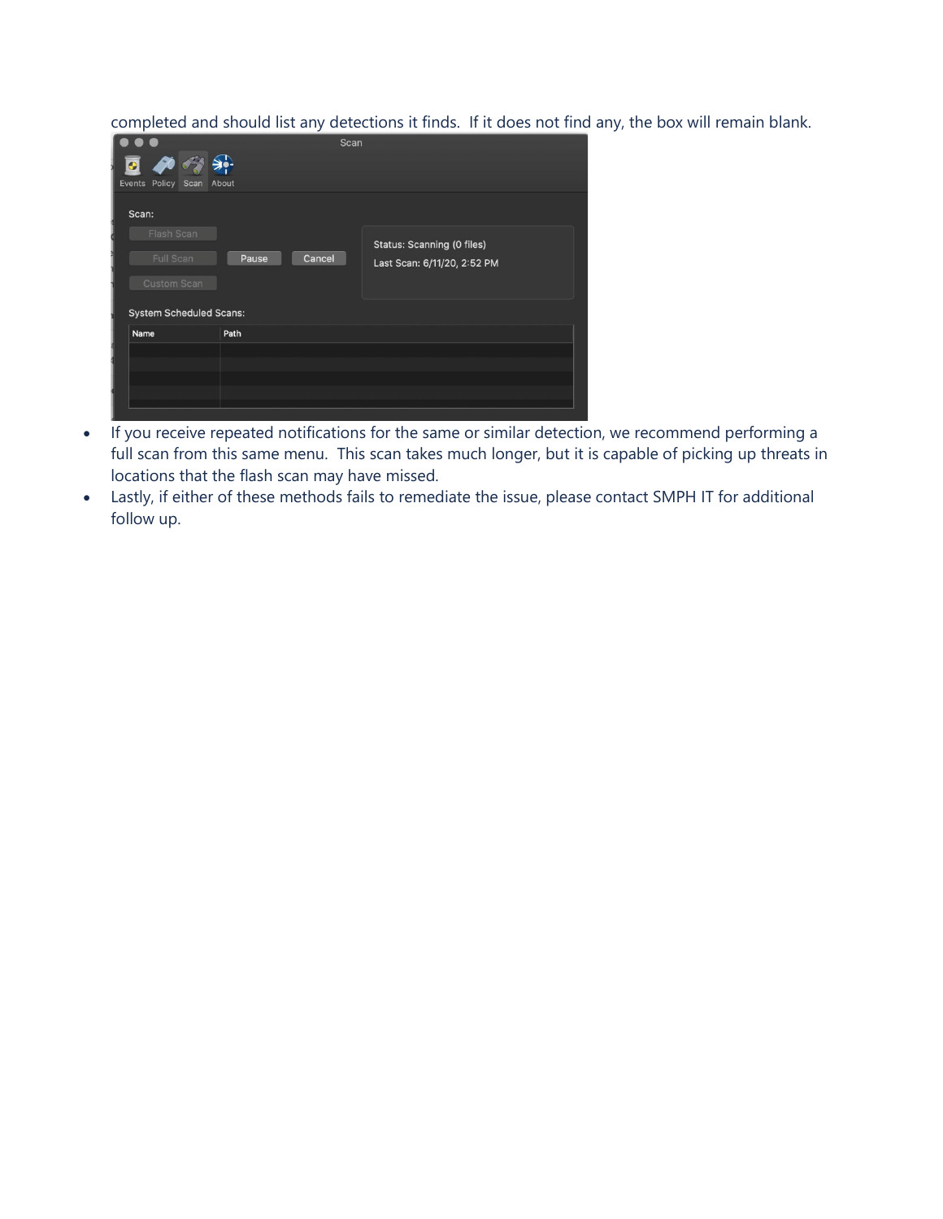completed and should list any detections it finds. If it does not find any, the box will remain blank.

- If you receive repeated notifications for the same or similar detection, we recommend performing a full scan from this same menu. This scan takes much longer, but it is capable of picking up threats in locations that the flash scan may have missed.
- Lastly, if either of these methods fails to remediate the issue, please contact SMPH IT for additional follow up.